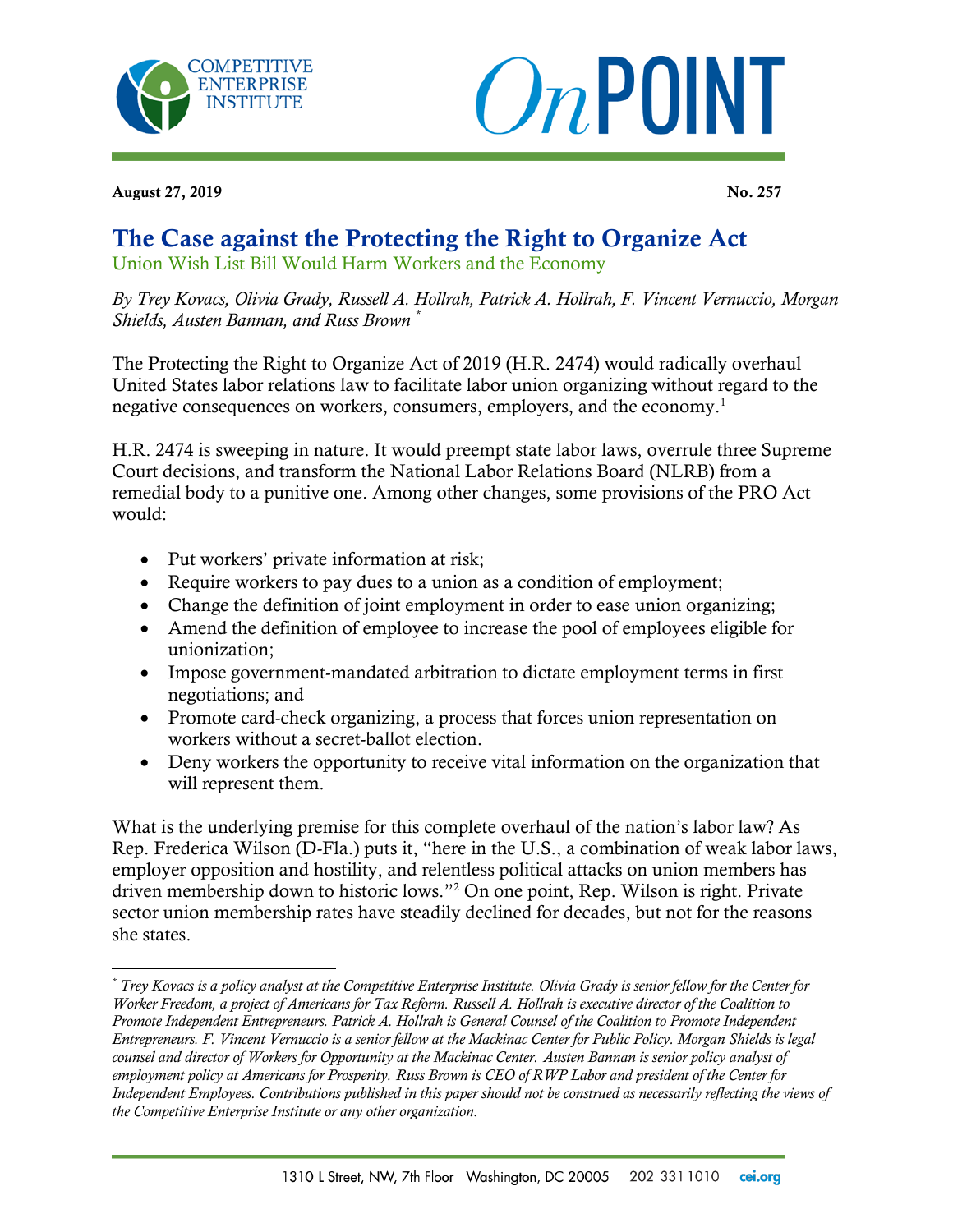**August 27, 2019** **No. 257**

# The Case against the Protecting the Right to Organize Act

## Union Wish List Bill Would Harm Workers and the Economy

*By Trey Kovacs, Olivia Grady, Russell A. Hollrah, Patrick A. Hollrah, F. Vincent Vernuccio, Morgan Shields, Austen Bannan, and Russ Brown* [*]

The Protecting the Right to Organize Act of 2019 (H.R. 2474) would radically overhaul United States labor relations law to facilitate labor union organizing without regard to the negative consequences on workers, consumers, employers, and the economy.[1]

H.R. 2474 is sweeping in nature. It would preempt state labor laws, overrule three Supreme Court decisions, and transform the National Labor Relations Board (NLRB) from a remedial body to a punitive one. Among other changes, some provisions of the PRO Act would:

- Put workers' private information at risk;
- Require workers to pay dues to a union as a condition of employment;
- Change the definition of joint employment in order to ease union organizing;
- Amend the definition of employee to increase the pool of employees eligible for unionization;
- Impose government-mandated arbitration to dictate employment terms in first negotiations; and
- Promote card-check organizing, a process that forces union representation on workers without a secret-ballot election.
- Deny workers the opportunity to receive vital information on the organization that will represent them.

What is the underlying premise for this complete overhaul of the nation's labor law? As Rep. Frederica Wilson (D-Fla.) puts it, "here in the U.S., a combination of weak labor laws, employer opposition and hostility, and relentless political attacks on union members has driven membership down to historic lows."[2] On one point, Rep. Wilson is right. Private sector union membership rates have steadily declined for decades, but not for the reasons she states.

---

[*] *Trey Kovacs is a policy analyst at the Competitive Enterprise Institute. Olivia Grady is senior fellow for the Center for Worker Freedom, a project of Americans for Tax Reform. Russell A. Hollrah is executive director of the Coalition to Promote Independent Entrepreneurs. Patrick A. Hollrah is General Counsel of the Coalition to Promote Independent Entrepreneurs. F. Vincent Vernuccio is a senior fellow at the Mackinac Center for Public Policy. Morgan Shields is legal counsel and director of Workers for Opportunity at the Mackinac Center. Austen Bannan is senior policy analyst of employment policy at Americans for Prosperity. Russ Brown is CEO of RWP Labor and president of the Center for Independent Employees. Contributions published in this paper should not be construed as necessarily reflecting the views of the Competitive Enterprise Institute or any other organization.*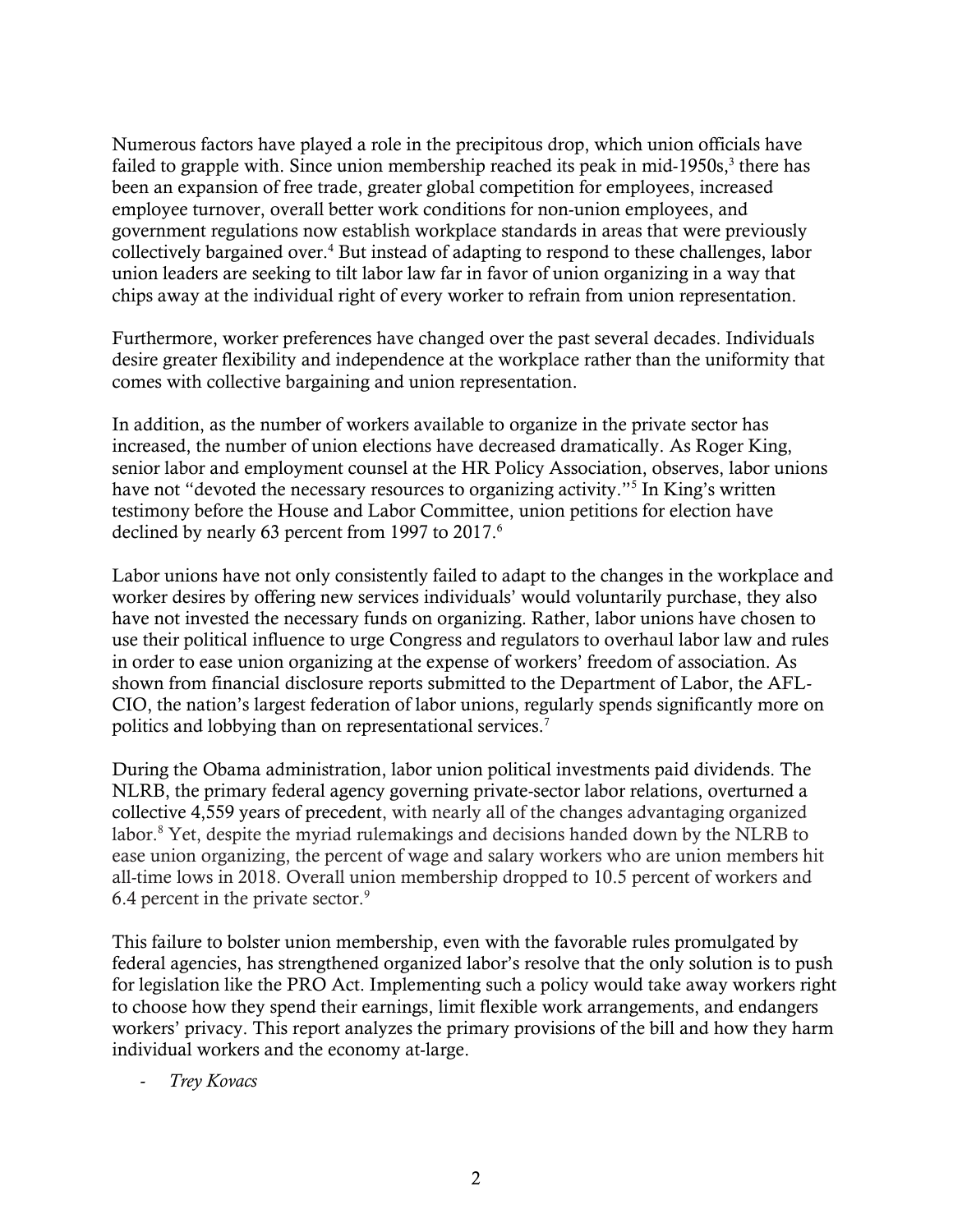Numerous factors have played a role in the precipitous drop, which union officials have failed to grapple with. Since union membership reached its peak in mid-1950s,[3] there has been an expansion of free trade, greater global competition for employees, increased employee turnover, overall better work conditions for non-union employees, and government regulations now establish workplace standards in areas that were previously collectively bargained over.[4] But instead of adapting to respond to these challenges, labor union leaders are seeking to tilt labor law far in favor of union organizing in a way that chips away at the individual right of every worker to refrain from union representation.

Furthermore, worker preferences have changed over the past several decades. Individuals desire greater flexibility and independence at the workplace rather than the uniformity that comes with collective bargaining and union representation.

In addition, as the number of workers available to organize in the private sector has increased, the number of union elections have decreased dramatically. As Roger King, senior labor and employment counsel at the HR Policy Association, observes, labor unions have not "devoted the necessary resources to organizing activity."[5] In King's written testimony before the House and Labor Committee, union petitions for election have declined by nearly 63 percent from 1997 to 2017.[6]

Labor unions have not only consistently failed to adapt to the changes in the workplace and worker desires by offering new services individuals' would voluntarily purchase, they also have not invested the necessary funds on organizing. Rather, labor unions have chosen to use their political influence to urge Congress and regulators to overhaul labor law and rules in order to ease union organizing at the expense of workers' freedom of association. As shown from financial disclosure reports submitted to the Department of Labor, the AFL-CIO, the nation's largest federation of labor unions, regularly spends significantly more on politics and lobbying than on representational services.[7]

During the Obama administration, labor union political investments paid dividends. The NLRB, the primary federal agency governing private-sector labor relations, overturned a collective 4,559 years of precedent, with nearly all of the changes advantaging organized labor.[8] Yet, despite the myriad rulemakings and decisions handed down by the NLRB to ease union organizing, the percent of wage and salary workers who are union members hit all-time lows in 2018. Overall union membership dropped to 10.5 percent of workers and 6.4 percent in the private sector.[9]

This failure to bolster union membership, even with the favorable rules promulgated by federal agencies, has strengthened organized labor's resolve that the only solution is to push for legislation like the PRO Act. Implementing such a policy would take away workers right to choose how they spend their earnings, limit flexible work arrangements, and endangers workers' privacy. This report analyzes the primary provisions of the bill and how they harm individual workers and the economy at-large.

- *Trey Kovacs*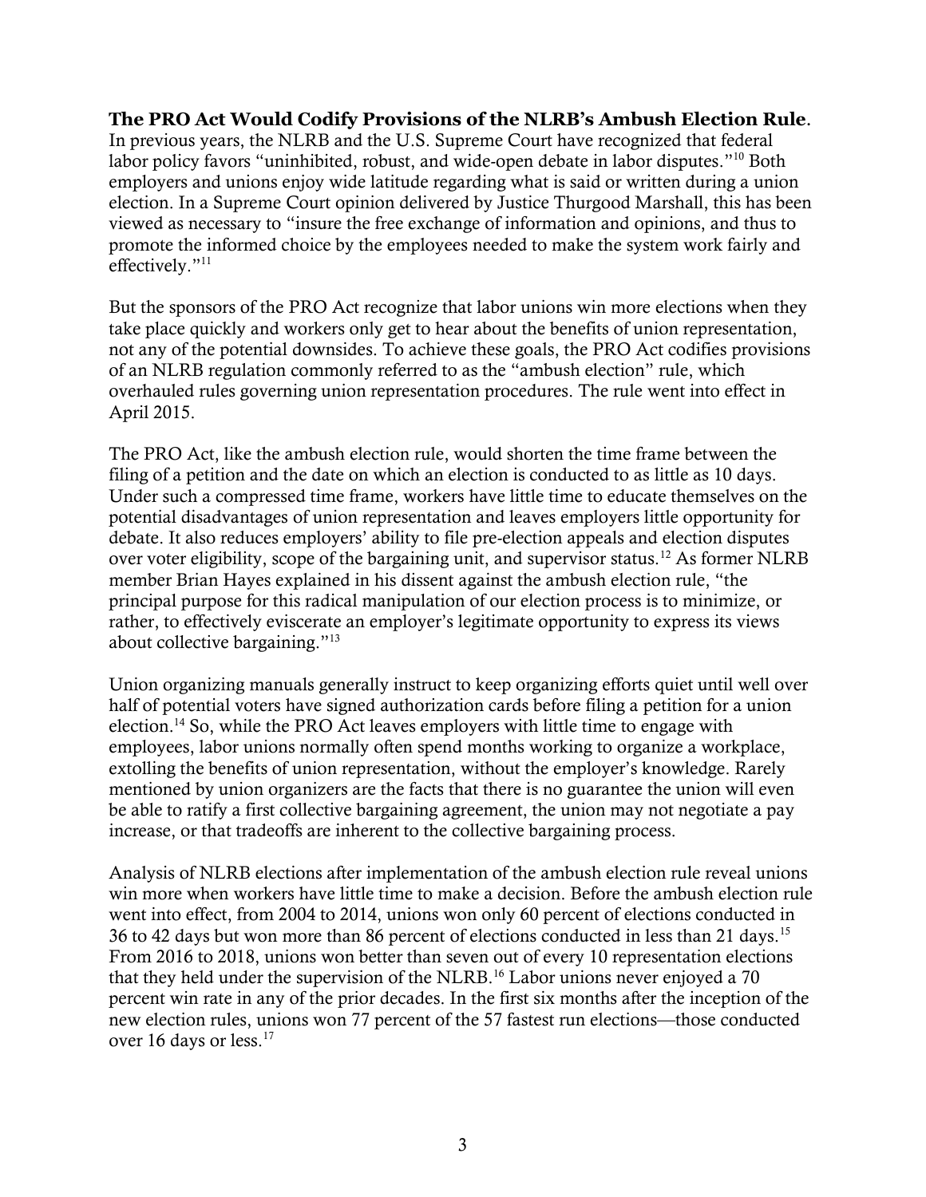**The PRO Act Would Codify Provisions of the NLRB's Ambush Election Rule.** In previous years, the NLRB and the U.S. Supreme Court have recognized that federal labor policy favors "uninhibited, robust, and wide-open debate in labor disputes."[10] Both employers and unions enjoy wide latitude regarding what is said or written during a union election. In a Supreme Court opinion delivered by Justice Thurgood Marshall, this has been viewed as necessary to "insure the free exchange of information and opinions, and thus to promote the informed choice by the employees needed to make the system work fairly and effectively."[11]

But the sponsors of the PRO Act recognize that labor unions win more elections when they take place quickly and workers only get to hear about the benefits of union representation, not any of the potential downsides. To achieve these goals, the PRO Act codifies provisions of an NLRB regulation commonly referred to as the "ambush election" rule, which overhauled rules governing union representation procedures. The rule went into effect in April 2015.

The PRO Act, like the ambush election rule, would shorten the time frame between the filing of a petition and the date on which an election is conducted to as little as 10 days. Under such a compressed time frame, workers have little time to educate themselves on the potential disadvantages of union representation and leaves employers little opportunity for debate. It also reduces employers' ability to file pre-election appeals and election disputes over voter eligibility, scope of the bargaining unit, and supervisor status.[12] As former NLRB member Brian Hayes explained in his dissent against the ambush election rule, "the principal purpose for this radical manipulation of our election process is to minimize, or rather, to effectively eviscerate an employer's legitimate opportunity to express its views about collective bargaining."[13]

Union organizing manuals generally instruct to keep organizing efforts quiet until well over half of potential voters have signed authorization cards before filing a petition for a union election.[14] So, while the PRO Act leaves employers with little time to engage with employees, labor unions normally often spend months working to organize a workplace, extolling the benefits of union representation, without the employer's knowledge. Rarely mentioned by union organizers are the facts that there is no guarantee the union will even be able to ratify a first collective bargaining agreement, the union may not negotiate a pay increase, or that tradeoffs are inherent to the collective bargaining process.

Analysis of NLRB elections after implementation of the ambush election rule reveal unions win more when workers have little time to make a decision. Before the ambush election rule went into effect, from 2004 to 2014, unions won only 60 percent of elections conducted in 36 to 42 days but won more than 86 percent of elections conducted in less than 21 days.[15] From 2016 to 2018, unions won better than seven out of every 10 representation elections that they held under the supervision of the NLRB.[16] Labor unions never enjoyed a 70 percent win rate in any of the prior decades. In the first six months after the inception of the new election rules, unions won 77 percent of the 57 fastest run elections—those conducted over 16 days or less.[17]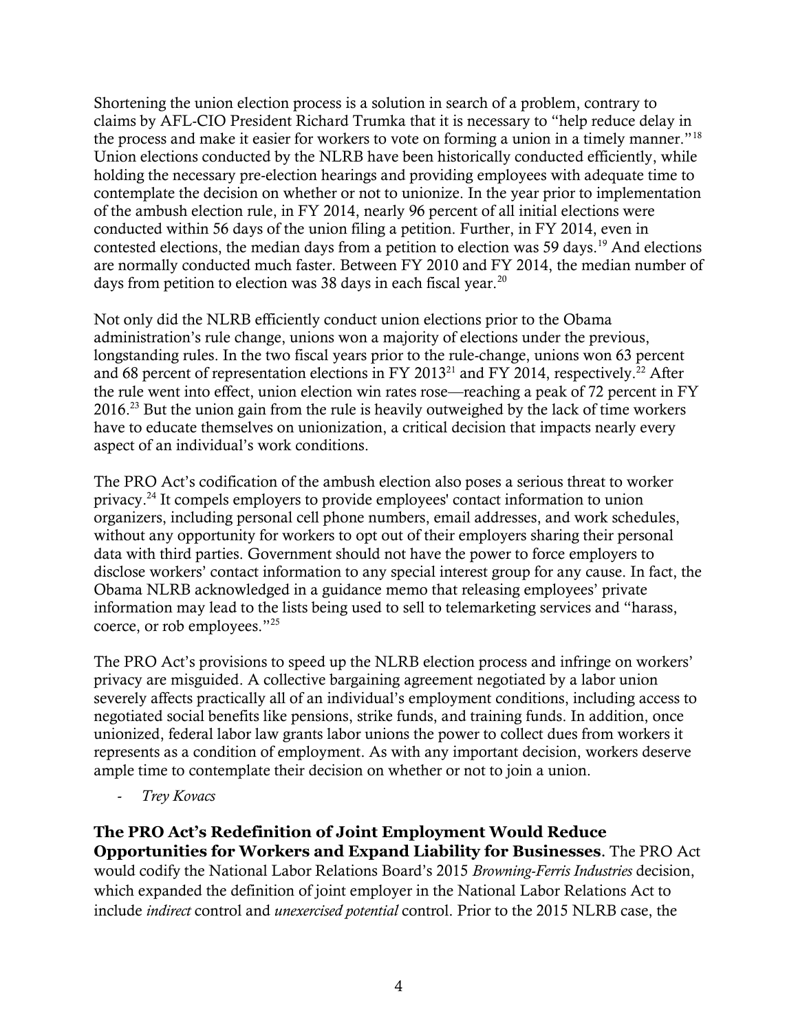Shortening the union election process is a solution in search of a problem, contrary to claims by AFL-CIO President Richard Trumka that it is necessary to "help reduce delay in the process and make it easier for workers to vote on forming a union in a timely manner."[18] Union elections conducted by the NLRB have been historically conducted efficiently, while holding the necessary pre-election hearings and providing employees with adequate time to contemplate the decision on whether or not to unionize. In the year prior to implementation of the ambush election rule, in FY 2014, nearly 96 percent of all initial elections were conducted within 56 days of the union filing a petition. Further, in FY 2014, even in contested elections, the median days from a petition to election was 59 days.[19] And elections are normally conducted much faster. Between FY 2010 and FY 2014, the median number of days from petition to election was 38 days in each fiscal year.[20]

Not only did the NLRB efficiently conduct union elections prior to the Obama administration's rule change, unions won a majority of elections under the previous, longstanding rules. In the two fiscal years prior to the rule-change, unions won 63 percent and 68 percent of representation elections in FY 2013[21] and FY 2014, respectively.[22] After the rule went into effect, union election win rates rose—reaching a peak of 72 percent in FY 2016.[23] But the union gain from the rule is heavily outweighed by the lack of time workers have to educate themselves on unionization, a critical decision that impacts nearly every aspect of an individual's work conditions.

The PRO Act's codification of the ambush election also poses a serious threat to worker privacy.[24] It compels employers to provide employees' contact information to union organizers, including personal cell phone numbers, email addresses, and work schedules, without any opportunity for workers to opt out of their employers sharing their personal data with third parties. Government should not have the power to force employers to disclose workers' contact information to any special interest group for any cause. In fact, the Obama NLRB acknowledged in a guidance memo that releasing employees' private information may lead to the lists being used to sell to telemarketing services and "harass, coerce, or rob employees."[25]

The PRO Act's provisions to speed up the NLRB election process and infringe on workers' privacy are misguided. A collective bargaining agreement negotiated by a labor union severely affects practically all of an individual's employment conditions, including access to negotiated social benefits like pensions, strike funds, and training funds. In addition, once unionized, federal labor law grants labor unions the power to collect dues from workers it represents as a condition of employment. As with any important decision, workers deserve ample time to contemplate their decision on whether or not to join a union.

- *Trey Kovacs*

**The PRO Act's Redefinition of Joint Employment Would Reduce Opportunities for Workers and Expand Liability for Businesses**. The PRO Act would codify the National Labor Relations Board's 2015 *Browning-Ferris Industries* decision, which expanded the definition of joint employer in the National Labor Relations Act to include *indirect* control and *unexercised potential* control. Prior to the 2015 NLRB case, the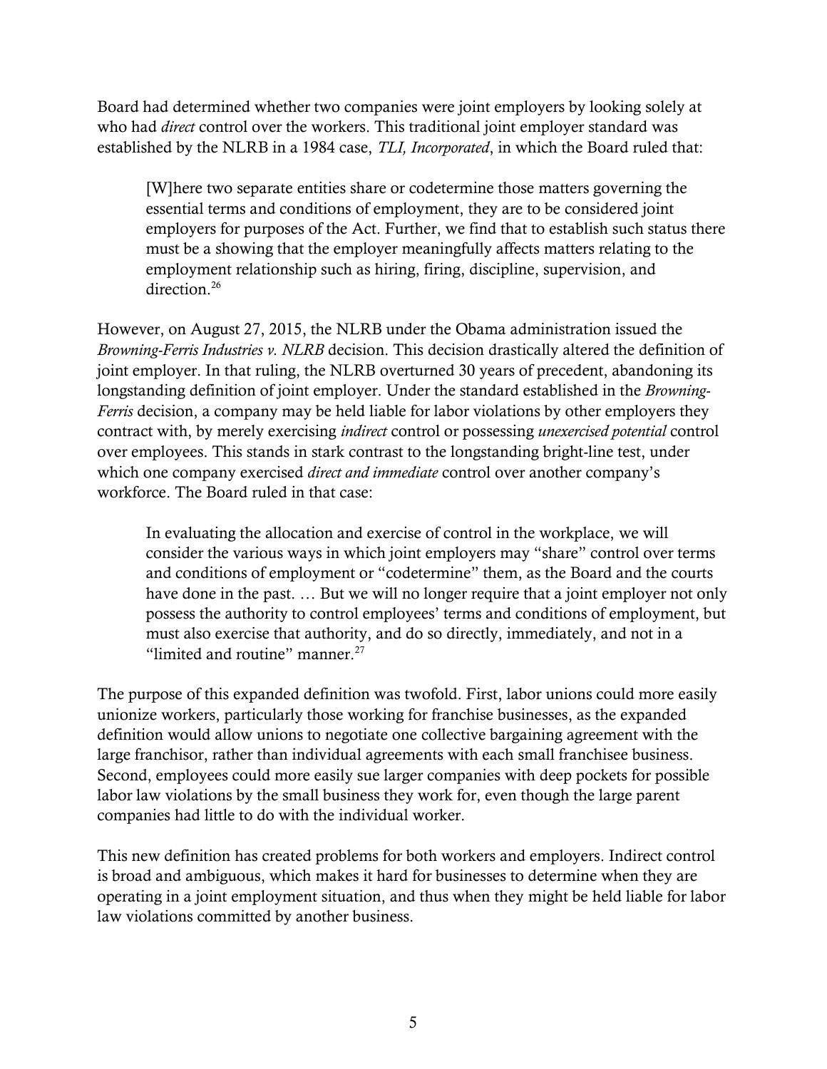Board had determined whether two companies were joint employers by looking solely at who had *direct* control over the workers. This traditional joint employer standard was established by the NLRB in a 1984 case, *TLI, Incorporated*, in which the Board ruled that:

> [W]here two separate entities share or codetermine those matters governing the essential terms and conditions of employment, they are to be considered joint employers for purposes of the Act. Further, we find that to establish such status there must be a showing that the employer meaningfully affects matters relating to the employment relationship such as hiring, firing, discipline, supervision, and direction.[26]

However, on August 27, 2015, the NLRB under the Obama administration issued the *Browning-Ferris Industries v. NLRB* decision. This decision drastically altered the definition of joint employer. In that ruling, the NLRB overturned 30 years of precedent, abandoning its longstanding definition of joint employer. Under the standard established in the *Browning-Ferris* decision, a company may be held liable for labor violations by other employers they contract with, by merely exercising *indirect* control or possessing *unexercised potential* control over employees. This stands in stark contrast to the longstanding bright-line test, under which one company exercised *direct and immediate* control over another company's workforce. The Board ruled in that case:

> In evaluating the allocation and exercise of control in the workplace, we will consider the various ways in which joint employers may "share" control over terms and conditions of employment or "codetermine" them, as the Board and the courts have done in the past. … But we will no longer require that a joint employer not only possess the authority to control employees' terms and conditions of employment, but must also exercise that authority, and do so directly, immediately, and not in a "limited and routine" manner.[27]

The purpose of this expanded definition was twofold. First, labor unions could more easily unionize workers, particularly those working for franchise businesses, as the expanded definition would allow unions to negotiate one collective bargaining agreement with the large franchisor, rather than individual agreements with each small franchisee business. Second, employees could more easily sue larger companies with deep pockets for possible labor law violations by the small business they work for, even though the large parent companies had little to do with the individual worker.

This new definition has created problems for both workers and employers. Indirect control is broad and ambiguous, which makes it hard for businesses to determine when they are operating in a joint employment situation, and thus when they might be held liable for labor law violations committed by another business.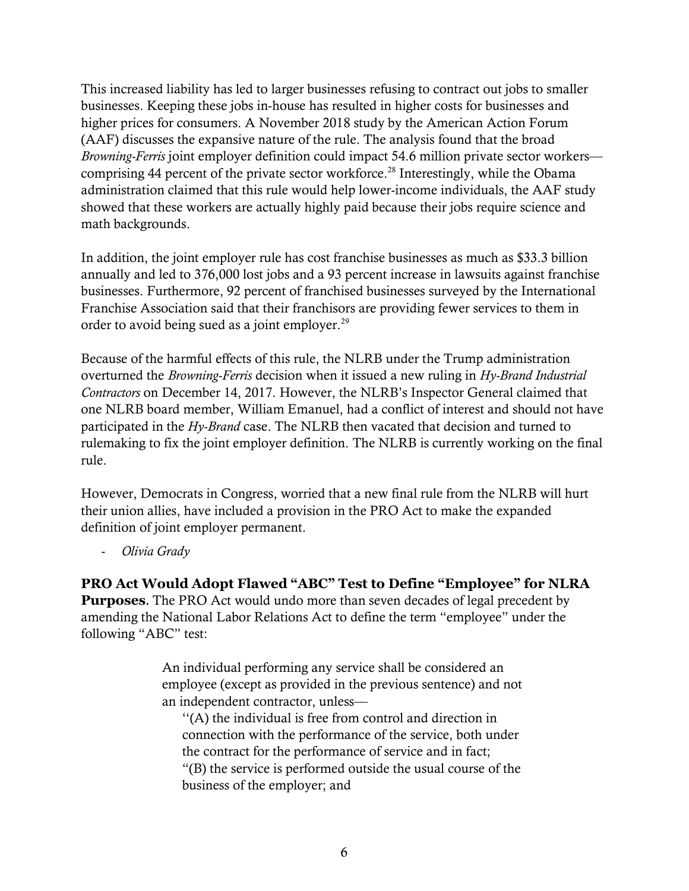This increased liability has led to larger businesses refusing to contract out jobs to smaller businesses. Keeping these jobs in-house has resulted in higher costs for businesses and higher prices for consumers. A November 2018 study by the American Action Forum (AAF) discusses the expansive nature of the rule. The analysis found that the broad *Browning-Ferris* joint employer definition could impact 54.6 million private sector workers—comprising 44 percent of the private sector workforce.[28] Interestingly, while the Obama administration claimed that this rule would help lower-income individuals, the AAF study showed that these workers are actually highly paid because their jobs require science and math backgrounds.

In addition, the joint employer rule has cost franchise businesses as much as $33.3 billion annually and led to 376,000 lost jobs and a 93 percent increase in lawsuits against franchise businesses. Furthermore, 92 percent of franchised businesses surveyed by the International Franchise Association said that their franchisors are providing fewer services to them in order to avoid being sued as a joint employer.[29]

Because of the harmful effects of this rule, the NLRB under the Trump administration overturned the *Browning-Ferris* decision when it issued a new ruling in *Hy-Brand Industrial Contractors* on December 14, 2017. However, the NLRB's Inspector General claimed that one NLRB board member, William Emanuel, had a conflict of interest and should not have participated in the *Hy-Brand* case. The NLRB then vacated that decision and turned to rulemaking to fix the joint employer definition. The NLRB is currently working on the final rule.

However, Democrats in Congress, worried that a new final rule from the NLRB will hurt their union allies, have included a provision in the PRO Act to make the expanded definition of joint employer permanent.

- *Olivia Grady*

**PRO Act Would Adopt Flawed "ABC" Test to Define "Employee" for NLRA Purposes.** The PRO Act would undo more than seven decades of legal precedent by amending the National Labor Relations Act to define the term "employee" under the following "ABC" test:

> An individual performing any service shall be considered an employee (except as provided in the previous sentence) and not an independent contractor, unless—
>
> ''(A) the individual is free from control and direction in connection with the performance of the service, both under the contract for the performance of service and in fact;
>
> "(B) the service is performed outside the usual course of the business of the employer; and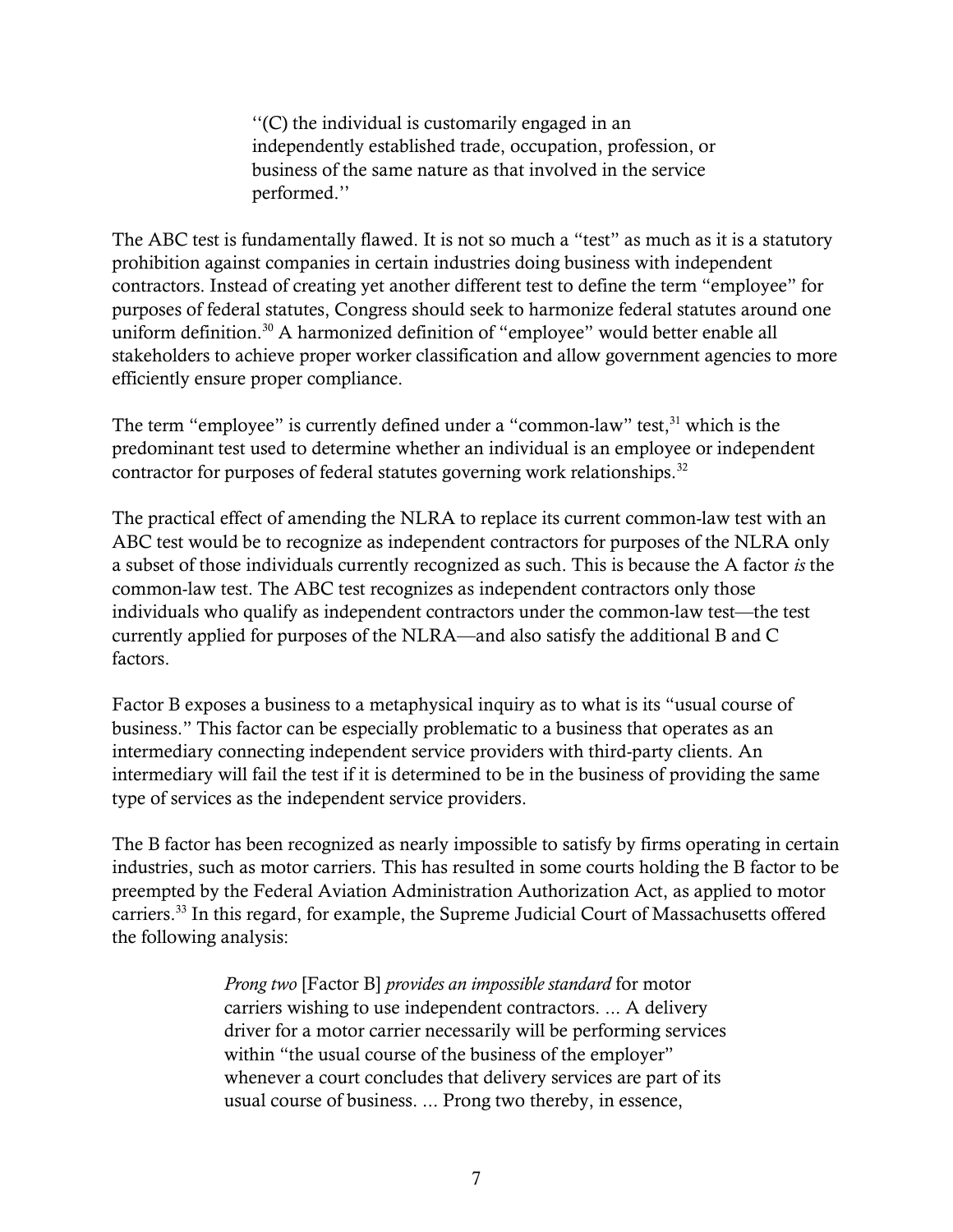> ''(C) the individual is customarily engaged in an independently established trade, occupation, profession, or business of the same nature as that involved in the service performed.''

The ABC test is fundamentally flawed. It is not so much a "test" as much as it is a statutory prohibition against companies in certain industries doing business with independent contractors. Instead of creating yet another different test to define the term "employee" for purposes of federal statutes, Congress should seek to harmonize federal statutes around one uniform definition.[30] A harmonized definition of "employee" would better enable all stakeholders to achieve proper worker classification and allow government agencies to more efficiently ensure proper compliance.

The term "employee" is currently defined under a "common-law" test,[31] which is the predominant test used to determine whether an individual is an employee or independent contractor for purposes of federal statutes governing work relationships.[32]

The practical effect of amending the NLRA to replace its current common-law test with an ABC test would be to recognize as independent contractors for purposes of the NLRA only a subset of those individuals currently recognized as such. This is because the A factor *is* the common-law test. The ABC test recognizes as independent contractors only those individuals who qualify as independent contractors under the common-law test—the test currently applied for purposes of the NLRA—and also satisfy the additional B and C factors.

Factor B exposes a business to a metaphysical inquiry as to what is its "usual course of business." This factor can be especially problematic to a business that operates as an intermediary connecting independent service providers with third-party clients. An intermediary will fail the test if it is determined to be in the business of providing the same type of services as the independent service providers.

The B factor has been recognized as nearly impossible to satisfy by firms operating in certain industries, such as motor carriers. This has resulted in some courts holding the B factor to be preempted by the Federal Aviation Administration Authorization Act, as applied to motor carriers.[33] In this regard, for example, the Supreme Judicial Court of Massachusetts offered the following analysis:

> *Prong two* [Factor B] *provides an impossible standard* for motor carriers wishing to use independent contractors. ... A delivery driver for a motor carrier necessarily will be performing services within "the usual course of the business of the employer" whenever a court concludes that delivery services are part of its usual course of business. ... Prong two thereby, in essence,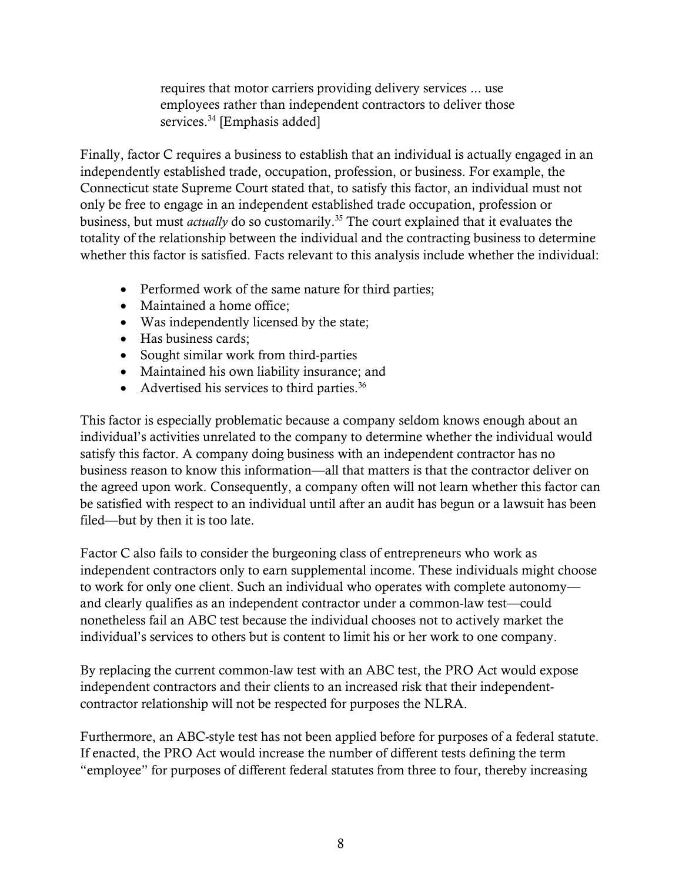> requires that motor carriers providing delivery services ... use employees rather than independent contractors to deliver those services.[34] [Emphasis added]

Finally, factor C requires a business to establish that an individual is actually engaged in an independently established trade, occupation, profession, or business. For example, the Connecticut state Supreme Court stated that, to satisfy this factor, an individual must not only be free to engage in an independent established trade occupation, profession or business, but must *actually* do so customarily.[35] The court explained that it evaluates the totality of the relationship between the individual and the contracting business to determine whether this factor is satisfied. Facts relevant to this analysis include whether the individual:

- Performed work of the same nature for third parties;
- Maintained a home office;
- Was independently licensed by the state;
- Has business cards;
- Sought similar work from third-parties
- Maintained his own liability insurance; and
- Advertised his services to third parties.[36]

This factor is especially problematic because a company seldom knows enough about an individual's activities unrelated to the company to determine whether the individual would satisfy this factor. A company doing business with an independent contractor has no business reason to know this information—all that matters is that the contractor deliver on the agreed upon work. Consequently, a company often will not learn whether this factor can be satisfied with respect to an individual until after an audit has begun or a lawsuit has been filed—but by then it is too late.

Factor C also fails to consider the burgeoning class of entrepreneurs who work as independent contractors only to earn supplemental income. These individuals might choose to work for only one client. Such an individual who operates with complete autonomy—and clearly qualifies as an independent contractor under a common-law test—could nonetheless fail an ABC test because the individual chooses not to actively market the individual's services to others but is content to limit his or her work to one company.

By replacing the current common-law test with an ABC test, the PRO Act would expose independent contractors and their clients to an increased risk that their independent-contractor relationship will not be respected for purposes the NLRA.

Furthermore, an ABC-style test has not been applied before for purposes of a federal statute. If enacted, the PRO Act would increase the number of different tests defining the term "employee" for purposes of different federal statutes from three to four, thereby increasing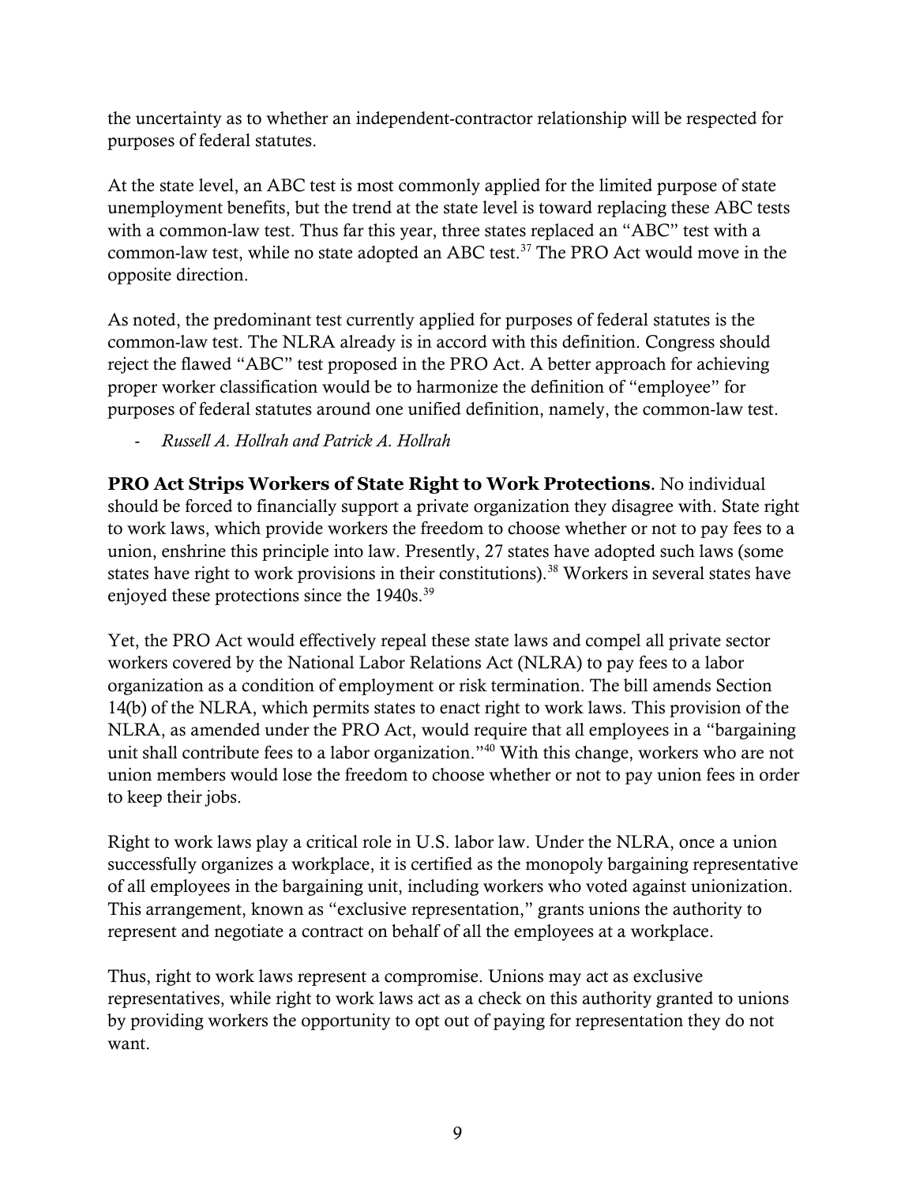the uncertainty as to whether an independent-contractor relationship will be respected for purposes of federal statutes.

At the state level, an ABC test is most commonly applied for the limited purpose of state unemployment benefits, but the trend at the state level is toward replacing these ABC tests with a common-law test. Thus far this year, three states replaced an "ABC" test with a common-law test, while no state adopted an ABC test.[37] The PRO Act would move in the opposite direction.

As noted, the predominant test currently applied for purposes of federal statutes is the common-law test. The NLRA already is in accord with this definition. Congress should reject the flawed "ABC" test proposed in the PRO Act. A better approach for achieving proper worker classification would be to harmonize the definition of "employee" for purposes of federal statutes around one unified definition, namely, the common-law test.

- *Russell A. Hollrah and Patrick A. Hollrah*

**PRO Act Strips Workers of State Right to Work Protections.** No individual should be forced to financially support a private organization they disagree with. State right to work laws, which provide workers the freedom to choose whether or not to pay fees to a union, enshrine this principle into law. Presently, 27 states have adopted such laws (some states have right to work provisions in their constitutions).[38] Workers in several states have enjoyed these protections since the 1940s.[39]

Yet, the PRO Act would effectively repeal these state laws and compel all private sector workers covered by the National Labor Relations Act (NLRA) to pay fees to a labor organization as a condition of employment or risk termination. The bill amends Section 14(b) of the NLRA, which permits states to enact right to work laws. This provision of the NLRA, as amended under the PRO Act, would require that all employees in a "bargaining unit shall contribute fees to a labor organization."[40] With this change, workers who are not union members would lose the freedom to choose whether or not to pay union fees in order to keep their jobs.

Right to work laws play a critical role in U.S. labor law. Under the NLRA, once a union successfully organizes a workplace, it is certified as the monopoly bargaining representative of all employees in the bargaining unit, including workers who voted against unionization. This arrangement, known as "exclusive representation," grants unions the authority to represent and negotiate a contract on behalf of all the employees at a workplace.

Thus, right to work laws represent a compromise. Unions may act as exclusive representatives, while right to work laws act as a check on this authority granted to unions by providing workers the opportunity to opt out of paying for representation they do not want.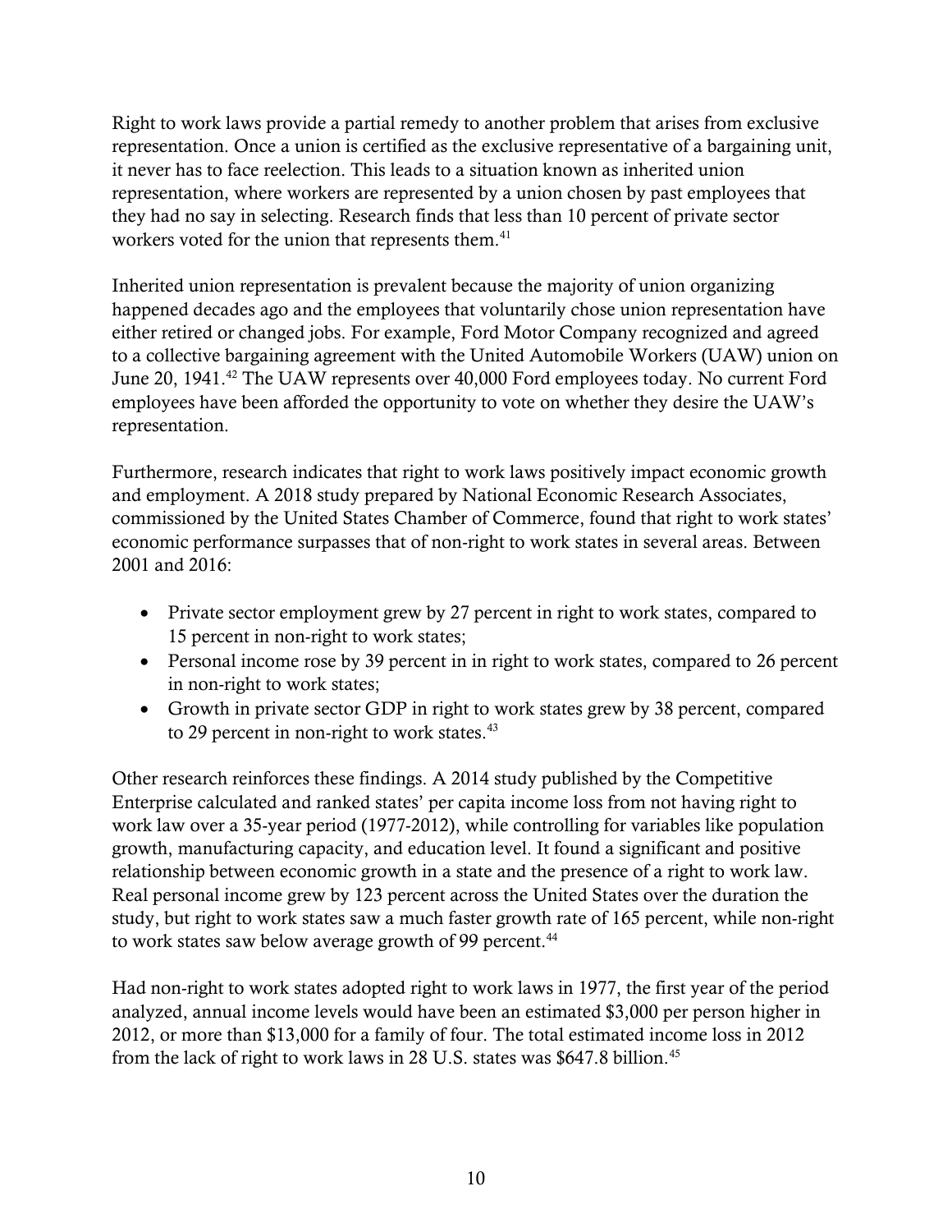Right to work laws provide a partial remedy to another problem that arises from exclusive representation. Once a union is certified as the exclusive representative of a bargaining unit, it never has to face reelection. This leads to a situation known as inherited union representation, where workers are represented by a union chosen by past employees that they had no say in selecting. Research finds that less than 10 percent of private sector workers voted for the union that represents them.[41]

Inherited union representation is prevalent because the majority of union organizing happened decades ago and the employees that voluntarily chose union representation have either retired or changed jobs. For example, Ford Motor Company recognized and agreed to a collective bargaining agreement with the United Automobile Workers (UAW) union on June 20, 1941.[42] The UAW represents over 40,000 Ford employees today. No current Ford employees have been afforded the opportunity to vote on whether they desire the UAW's representation.

Furthermore, research indicates that right to work laws positively impact economic growth and employment. A 2018 study prepared by National Economic Research Associates, commissioned by the United States Chamber of Commerce, found that right to work states' economic performance surpasses that of non-right to work states in several areas. Between 2001 and 2016:

- Private sector employment grew by 27 percent in right to work states, compared to 15 percent in non-right to work states;
- Personal income rose by 39 percent in in right to work states, compared to 26 percent in non-right to work states;
- Growth in private sector GDP in right to work states grew by 38 percent, compared to 29 percent in non-right to work states.[43]

Other research reinforces these findings. A 2014 study published by the Competitive Enterprise calculated and ranked states' per capita income loss from not having right to work law over a 35-year period (1977-2012), while controlling for variables like population growth, manufacturing capacity, and education level. It found a significant and positive relationship between economic growth in a state and the presence of a right to work law. Real personal income grew by 123 percent across the United States over the duration the study, but right to work states saw a much faster growth rate of 165 percent, while non-right to work states saw below average growth of 99 percent.[44]

Had non-right to work states adopted right to work laws in 1977, the first year of the period analyzed, annual income levels would have been an estimated $3,000 per person higher in 2012, or more than $13,000 for a family of four. The total estimated income loss in 2012 from the lack of right to work laws in 28 U.S. states was $647.8 billion.[45]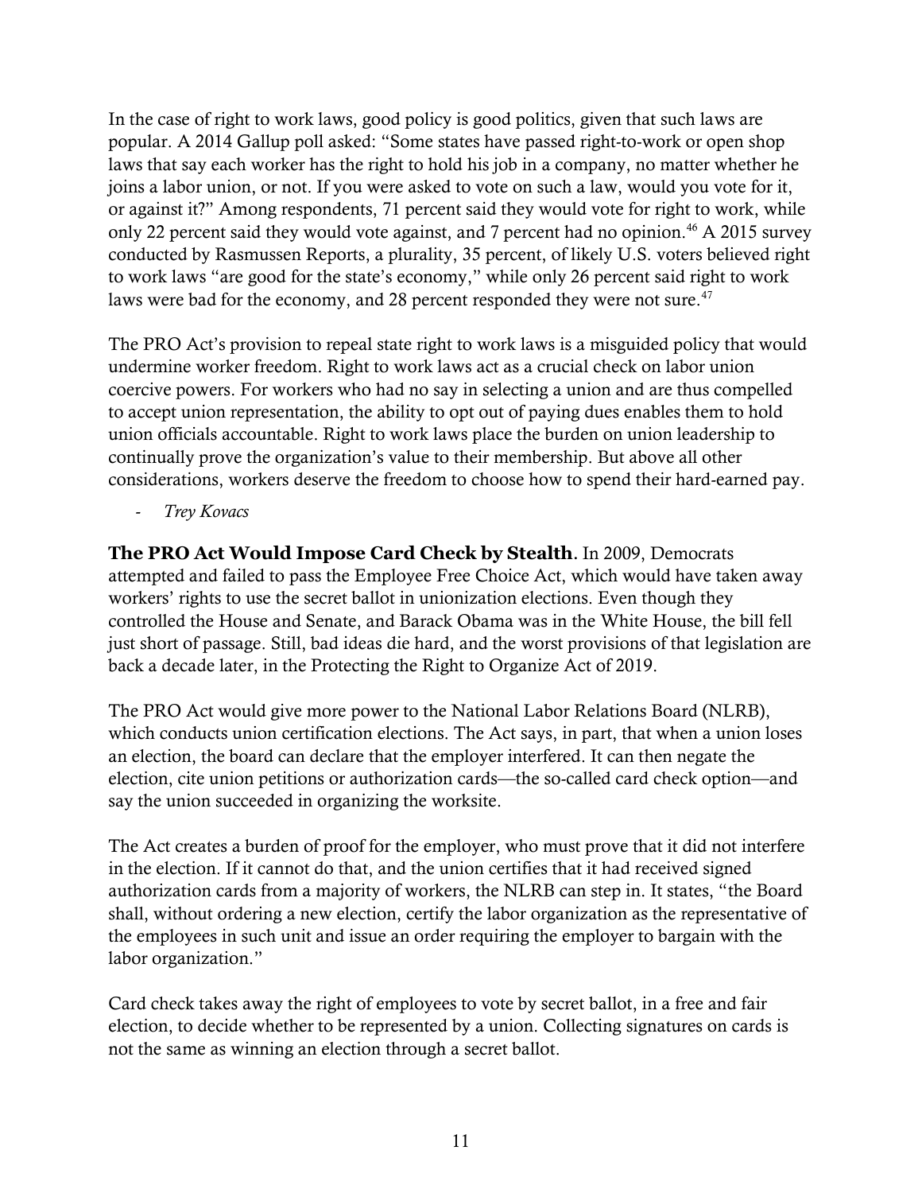In the case of right to work laws, good policy is good politics, given that such laws are popular. A 2014 Gallup poll asked: "Some states have passed right-to-work or open shop laws that say each worker has the right to hold his job in a company, no matter whether he joins a labor union, or not. If you were asked to vote on such a law, would you vote for it, or against it?" Among respondents, 71 percent said they would vote for right to work, while only 22 percent said they would vote against, and 7 percent had no opinion.[46] A 2015 survey conducted by Rasmussen Reports, a plurality, 35 percent, of likely U.S. voters believed right to work laws "are good for the state's economy," while only 26 percent said right to work laws were bad for the economy, and 28 percent responded they were not sure.[47]

The PRO Act's provision to repeal state right to work laws is a misguided policy that would undermine worker freedom. Right to work laws act as a crucial check on labor union coercive powers. For workers who had no say in selecting a union and are thus compelled to accept union representation, the ability to opt out of paying dues enables them to hold union officials accountable. Right to work laws place the burden on union leadership to continually prove the organization's value to their membership. But above all other considerations, workers deserve the freedom to choose how to spend their hard-earned pay.

- *Trey Kovacs*

**The PRO Act Would Impose Card Check by Stealth.** In 2009, Democrats attempted and failed to pass the Employee Free Choice Act, which would have taken away workers' rights to use the secret ballot in unionization elections. Even though they controlled the House and Senate, and Barack Obama was in the White House, the bill fell just short of passage. Still, bad ideas die hard, and the worst provisions of that legislation are back a decade later, in the Protecting the Right to Organize Act of 2019.

The PRO Act would give more power to the National Labor Relations Board (NLRB), which conducts union certification elections. The Act says, in part, that when a union loses an election, the board can declare that the employer interfered. It can then negate the election, cite union petitions or authorization cards—the so-called card check option—and say the union succeeded in organizing the worksite.

The Act creates a burden of proof for the employer, who must prove that it did not interfere in the election. If it cannot do that, and the union certifies that it had received signed authorization cards from a majority of workers, the NLRB can step in. It states, "the Board shall, without ordering a new election, certify the labor organization as the representative of the employees in such unit and issue an order requiring the employer to bargain with the labor organization."

Card check takes away the right of employees to vote by secret ballot, in a free and fair election, to decide whether to be represented by a union. Collecting signatures on cards is not the same as winning an election through a secret ballot.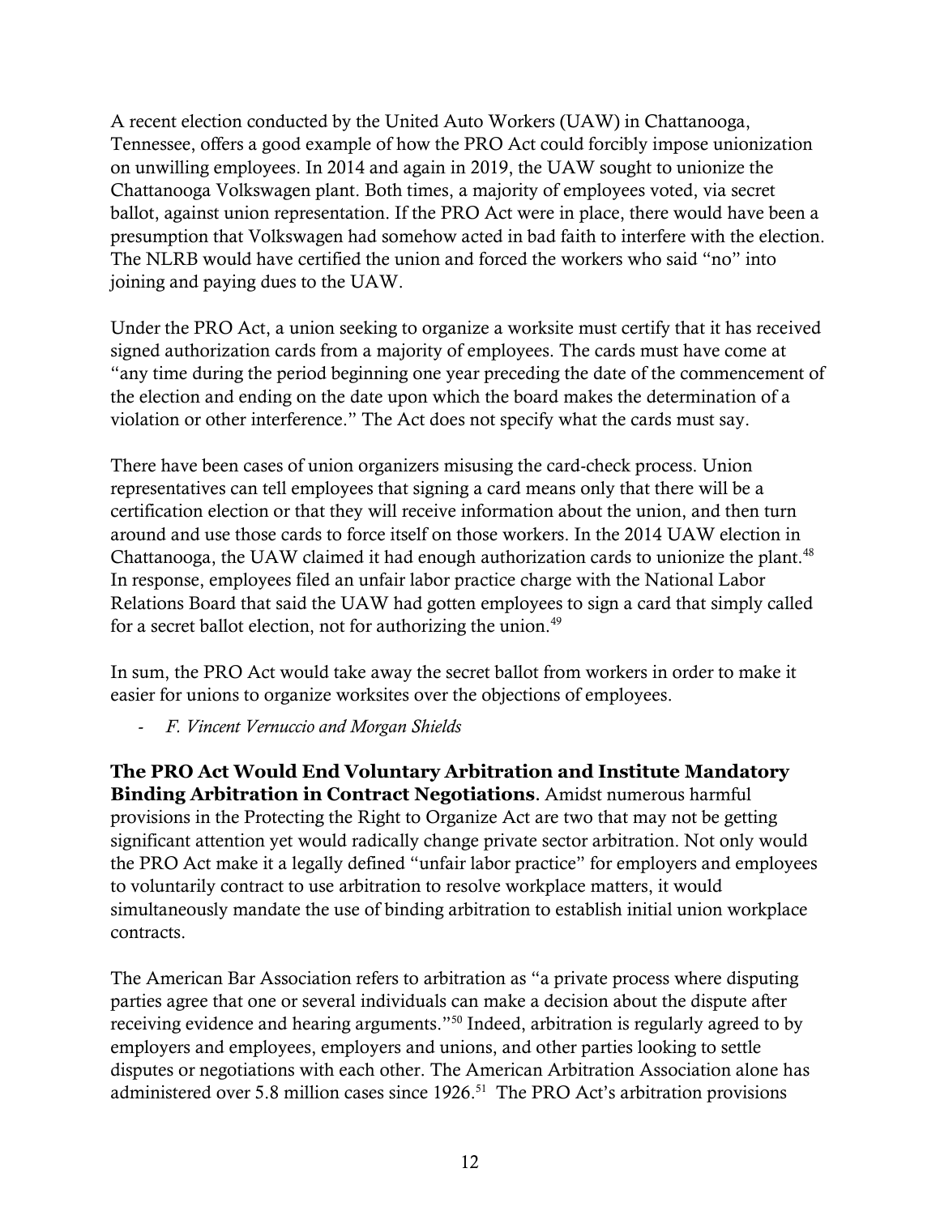A recent election conducted by the United Auto Workers (UAW) in Chattanooga, Tennessee, offers a good example of how the PRO Act could forcibly impose unionization on unwilling employees. In 2014 and again in 2019, the UAW sought to unionize the Chattanooga Volkswagen plant. Both times, a majority of employees voted, via secret ballot, against union representation. If the PRO Act were in place, there would have been a presumption that Volkswagen had somehow acted in bad faith to interfere with the election. The NLRB would have certified the union and forced the workers who said "no" into joining and paying dues to the UAW.

Under the PRO Act, a union seeking to organize a worksite must certify that it has received signed authorization cards from a majority of employees. The cards must have come at "any time during the period beginning one year preceding the date of the commencement of the election and ending on the date upon which the board makes the determination of a violation or other interference." The Act does not specify what the cards must say.

There have been cases of union organizers misusing the card-check process. Union representatives can tell employees that signing a card means only that there will be a certification election or that they will receive information about the union, and then turn around and use those cards to force itself on those workers. In the 2014 UAW election in Chattanooga, the UAW claimed it had enough authorization cards to unionize the plant.[48] In response, employees filed an unfair labor practice charge with the National Labor Relations Board that said the UAW had gotten employees to sign a card that simply called for a secret ballot election, not for authorizing the union.[49]

In sum, the PRO Act would take away the secret ballot from workers in order to make it easier for unions to organize worksites over the objections of employees.

- *F. Vincent Vernuccio and Morgan Shields*

**The PRO Act Would End Voluntary Arbitration and Institute Mandatory Binding Arbitration in Contract Negotiations.** Amidst numerous harmful provisions in the Protecting the Right to Organize Act are two that may not be getting significant attention yet would radically change private sector arbitration. Not only would the PRO Act make it a legally defined "unfair labor practice" for employers and employees to voluntarily contract to use arbitration to resolve workplace matters, it would simultaneously mandate the use of binding arbitration to establish initial union workplace contracts.

The American Bar Association refers to arbitration as "a private process where disputing parties agree that one or several individuals can make a decision about the dispute after receiving evidence and hearing arguments."[50] Indeed, arbitration is regularly agreed to by employers and employees, employers and unions, and other parties looking to settle disputes or negotiations with each other. The American Arbitration Association alone has administered over 5.8 million cases since 1926.[51] The PRO Act's arbitration provisions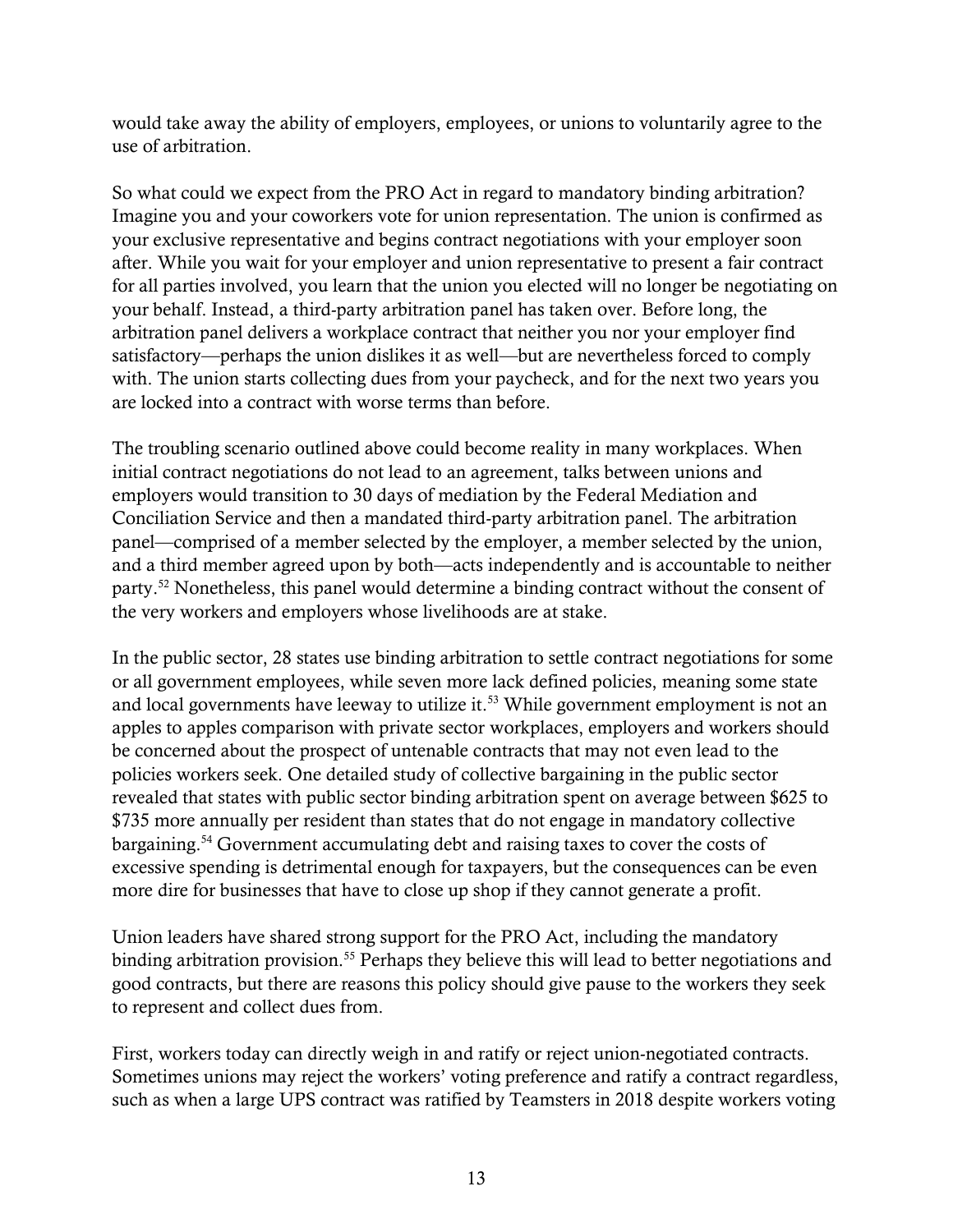would take away the ability of employers, employees, or unions to voluntarily agree to the use of arbitration.

So what could we expect from the PRO Act in regard to mandatory binding arbitration? Imagine you and your coworkers vote for union representation. The union is confirmed as your exclusive representative and begins contract negotiations with your employer soon after. While you wait for your employer and union representative to present a fair contract for all parties involved, you learn that the union you elected will no longer be negotiating on your behalf. Instead, a third-party arbitration panel has taken over. Before long, the arbitration panel delivers a workplace contract that neither you nor your employer find satisfactory—perhaps the union dislikes it as well—but are nevertheless forced to comply with. The union starts collecting dues from your paycheck, and for the next two years you are locked into a contract with worse terms than before.

The troubling scenario outlined above could become reality in many workplaces. When initial contract negotiations do not lead to an agreement, talks between unions and employers would transition to 30 days of mediation by the Federal Mediation and Conciliation Service and then a mandated third-party arbitration panel. The arbitration panel—comprised of a member selected by the employer, a member selected by the union, and a third member agreed upon by both—acts independently and is accountable to neither party.[52] Nonetheless, this panel would determine a binding contract without the consent of the very workers and employers whose livelihoods are at stake.

In the public sector, 28 states use binding arbitration to settle contract negotiations for some or all government employees, while seven more lack defined policies, meaning some state and local governments have leeway to utilize it.[53] While government employment is not an apples to apples comparison with private sector workplaces, employers and workers should be concerned about the prospect of untenable contracts that may not even lead to the policies workers seek. One detailed study of collective bargaining in the public sector revealed that states with public sector binding arbitration spent on average between $625 to $735 more annually per resident than states that do not engage in mandatory collective bargaining.[54] Government accumulating debt and raising taxes to cover the costs of excessive spending is detrimental enough for taxpayers, but the consequences can be even more dire for businesses that have to close up shop if they cannot generate a profit.

Union leaders have shared strong support for the PRO Act, including the mandatory binding arbitration provision.[55] Perhaps they believe this will lead to better negotiations and good contracts, but there are reasons this policy should give pause to the workers they seek to represent and collect dues from.

First, workers today can directly weigh in and ratify or reject union-negotiated contracts. Sometimes unions may reject the workers' voting preference and ratify a contract regardless, such as when a large UPS contract was ratified by Teamsters in 2018 despite workers voting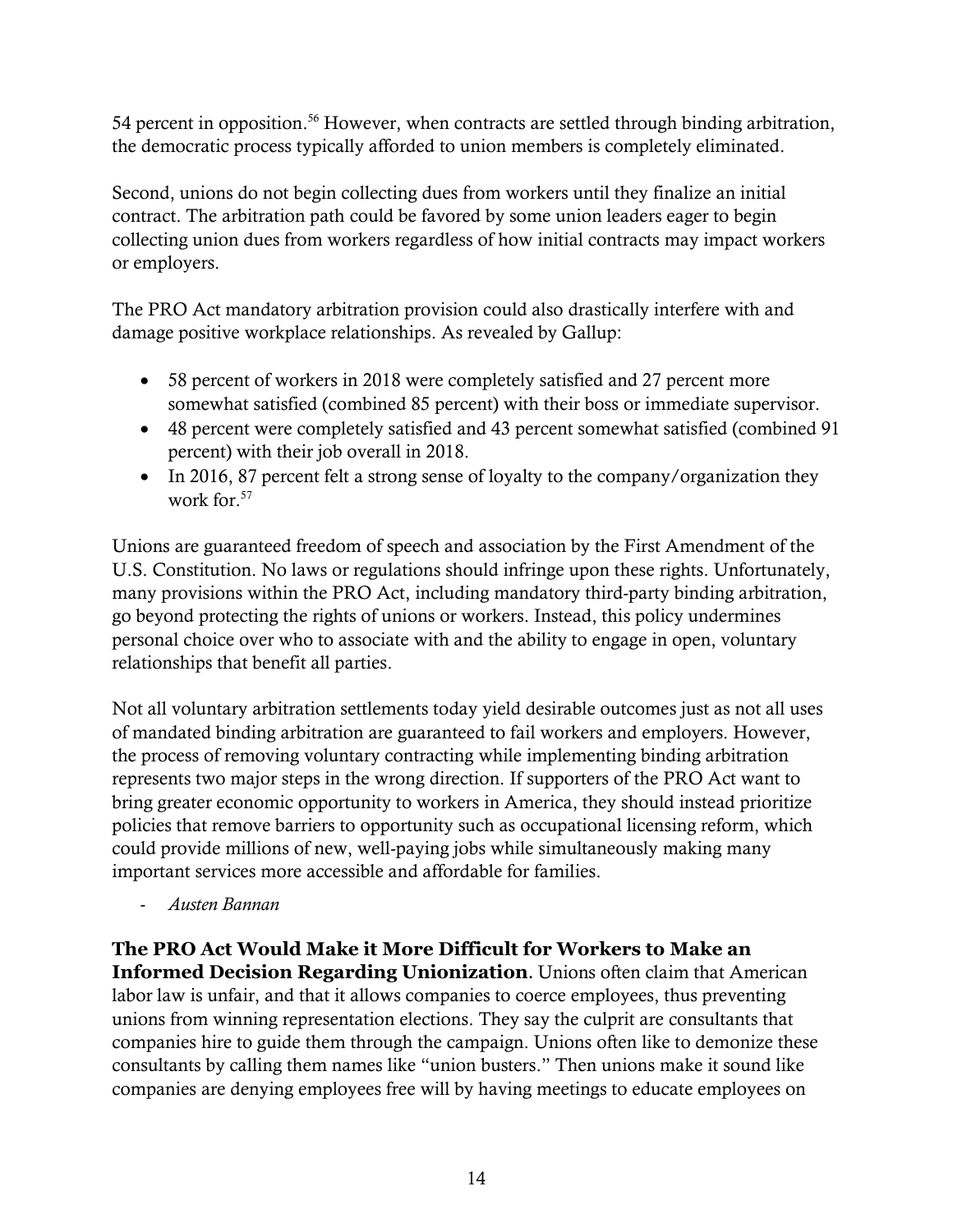54 percent in opposition.[56] However, when contracts are settled through binding arbitration, the democratic process typically afforded to union members is completely eliminated.

Second, unions do not begin collecting dues from workers until they finalize an initial contract. The arbitration path could be favored by some union leaders eager to begin collecting union dues from workers regardless of how initial contracts may impact workers or employers.

The PRO Act mandatory arbitration provision could also drastically interfere with and damage positive workplace relationships. As revealed by Gallup:

- 58 percent of workers in 2018 were completely satisfied and 27 percent more somewhat satisfied (combined 85 percent) with their boss or immediate supervisor.
- 48 percent were completely satisfied and 43 percent somewhat satisfied (combined 91 percent) with their job overall in 2018.
- In 2016, 87 percent felt a strong sense of loyalty to the company/organization they work for.[57]

Unions are guaranteed freedom of speech and association by the First Amendment of the U.S. Constitution. No laws or regulations should infringe upon these rights. Unfortunately, many provisions within the PRO Act, including mandatory third-party binding arbitration, go beyond protecting the rights of unions or workers. Instead, this policy undermines personal choice over who to associate with and the ability to engage in open, voluntary relationships that benefit all parties.

Not all voluntary arbitration settlements today yield desirable outcomes just as not all uses of mandated binding arbitration are guaranteed to fail workers and employers. However, the process of removing voluntary contracting while implementing binding arbitration represents two major steps in the wrong direction. If supporters of the PRO Act want to bring greater economic opportunity to workers in America, they should instead prioritize policies that remove barriers to opportunity such as occupational licensing reform, which could provide millions of new, well-paying jobs while simultaneously making many important services more accessible and affordable for families.

- *Austen Bannan*

**The PRO Act Would Make it More Difficult for Workers to Make an Informed Decision Regarding Unionization.** Unions often claim that American labor law is unfair, and that it allows companies to coerce employees, thus preventing unions from winning representation elections. They say the culprit are consultants that companies hire to guide them through the campaign. Unions often like to demonize these consultants by calling them names like "union busters." Then unions make it sound like companies are denying employees free will by having meetings to educate employees on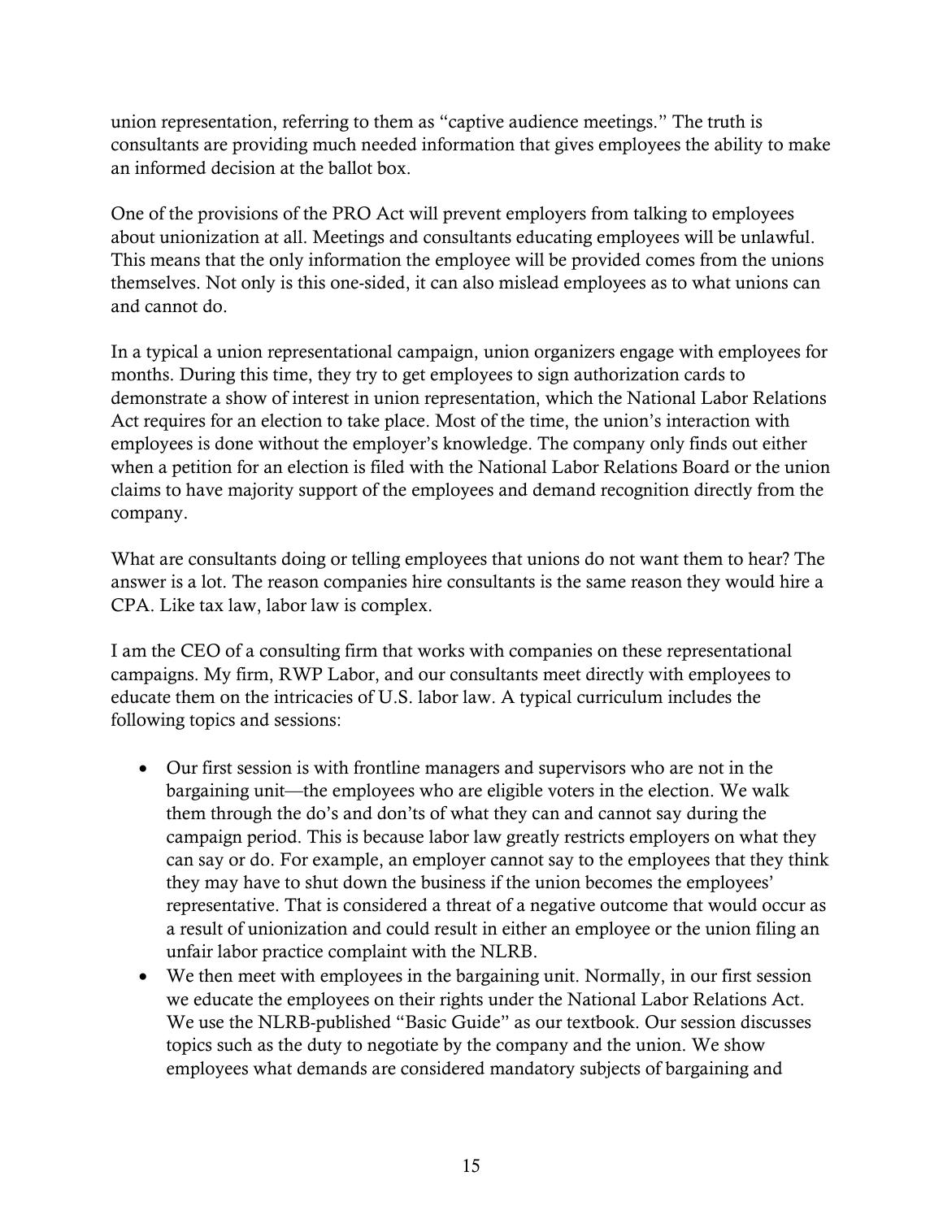union representation, referring to them as "captive audience meetings." The truth is consultants are providing much needed information that gives employees the ability to make an informed decision at the ballot box.

One of the provisions of the PRO Act will prevent employers from talking to employees about unionization at all. Meetings and consultants educating employees will be unlawful. This means that the only information the employee will be provided comes from the unions themselves. Not only is this one-sided, it can also mislead employees as to what unions can and cannot do.

In a typical a union representational campaign, union organizers engage with employees for months. During this time, they try to get employees to sign authorization cards to demonstrate a show of interest in union representation, which the National Labor Relations Act requires for an election to take place. Most of the time, the union's interaction with employees is done without the employer's knowledge. The company only finds out either when a petition for an election is filed with the National Labor Relations Board or the union claims to have majority support of the employees and demand recognition directly from the company.

What are consultants doing or telling employees that unions do not want them to hear? The answer is a lot. The reason companies hire consultants is the same reason they would hire a CPA. Like tax law, labor law is complex.

I am the CEO of a consulting firm that works with companies on these representational campaigns. My firm, RWP Labor, and our consultants meet directly with employees to educate them on the intricacies of U.S. labor law. A typical curriculum includes the following topics and sessions:

- Our first session is with frontline managers and supervisors who are not in the bargaining unit—the employees who are eligible voters in the election. We walk them through the do's and don'ts of what they can and cannot say during the campaign period. This is because labor law greatly restricts employers on what they can say or do. For example, an employer cannot say to the employees that they think they may have to shut down the business if the union becomes the employees' representative. That is considered a threat of a negative outcome that would occur as a result of unionization and could result in either an employee or the union filing an unfair labor practice complaint with the NLRB.
- We then meet with employees in the bargaining unit. Normally, in our first session we educate the employees on their rights under the National Labor Relations Act. We use the NLRB-published "Basic Guide" as our textbook. Our session discusses topics such as the duty to negotiate by the company and the union. We show employees what demands are considered mandatory subjects of bargaining and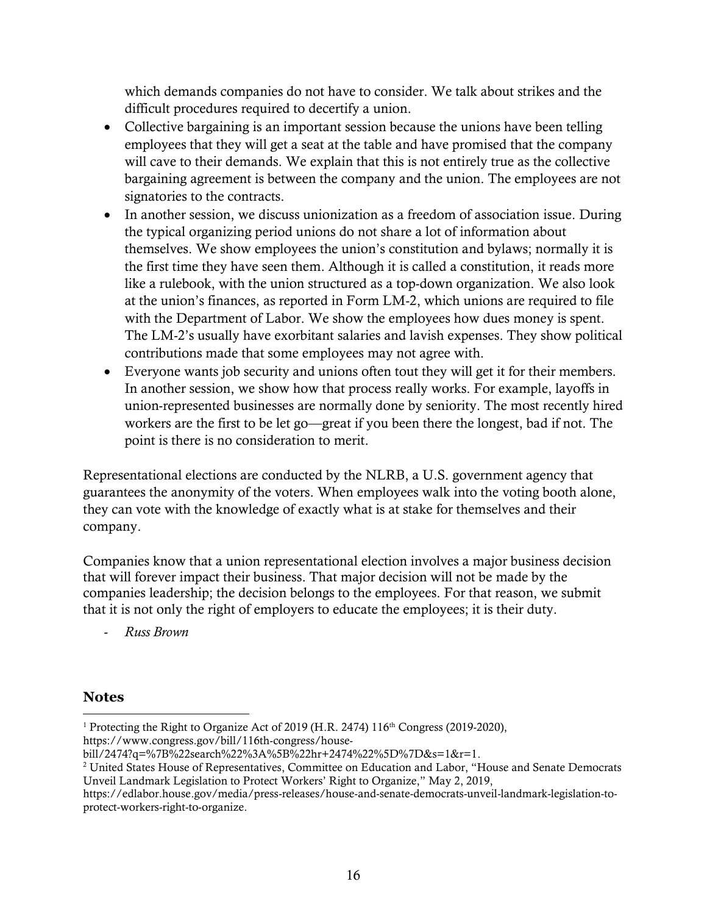which demands companies do not have to consider. We talk about strikes and the difficult procedures required to decertify a union.

- Collective bargaining is an important session because the unions have been telling employees that they will get a seat at the table and have promised that the company will cave to their demands. We explain that this is not entirely true as the collective bargaining agreement is between the company and the union. The employees are not signatories to the contracts.
- In another session, we discuss unionization as a freedom of association issue. During the typical organizing period unions do not share a lot of information about themselves. We show employees the union's constitution and bylaws; normally it is the first time they have seen them. Although it is called a constitution, it reads more like a rulebook, with the union structured as a top-down organization. We also look at the union's finances, as reported in Form LM-2, which unions are required to file with the Department of Labor. We show the employees how dues money is spent. The LM-2's usually have exorbitant salaries and lavish expenses. They show political contributions made that some employees may not agree with.
- Everyone wants job security and unions often tout they will get it for their members. In another session, we show how that process really works. For example, layoffs in union-represented businesses are normally done by seniority. The most recently hired workers are the first to be let go—great if you been there the longest, bad if not. The point is there is no consideration to merit.

Representational elections are conducted by the NLRB, a U.S. government agency that guarantees the anonymity of the voters. When employees walk into the voting booth alone, they can vote with the knowledge of exactly what is at stake for themselves and their company.

Companies know that a union representational election involves a major business decision that will forever impact their business. That major decision will not be made by the companies leadership; the decision belongs to the employees. For that reason, we submit that it is not only the right of employers to educate the employees; it is their duty.

- *Russ Brown*

**Notes**

[1] Protecting the Right to Organize Act of 2019 (H.R. 2474) 116th Congress (2019-2020), https://www.congress.gov/bill/116th-congress/house-bill/2474?q=%7B%22search%22%3A%5B%22hr+2474%22%5D%7D&s=1&r=1.

[2] United States House of Representatives, Committee on Education and Labor, "House and Senate Democrats Unveil Landmark Legislation to Protect Workers' Right to Organize," May 2, 2019, https://edlabor.house.gov/media/press-releases/house-and-senate-democrats-unveil-landmark-legislation-to-protect-workers-right-to-organize.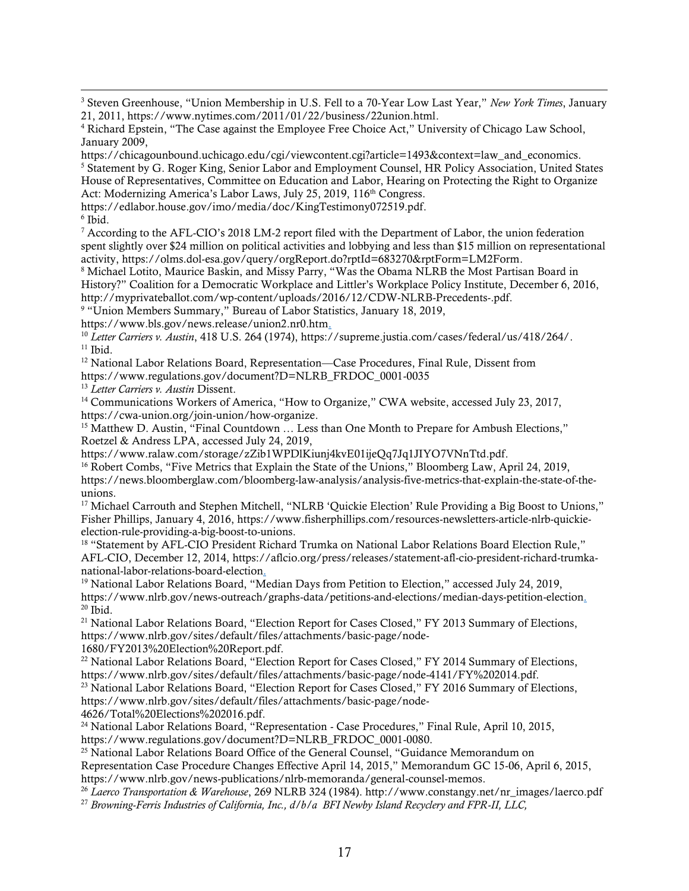[3] Steven Greenhouse, "Union Membership in U.S. Fell to a 70-Year Low Last Year," *New York Times*, January 21, 2011, https://www.nytimes.com/2011/01/22/business/22union.html.

[4] Richard Epstein, "The Case against the Employee Free Choice Act," University of Chicago Law School, January 2009, https://chicagounbound.uchicago.edu/cgi/viewcontent.cgi?article=1493&context=law_and_economics.

[5] Statement by G. Roger King, Senior Labor and Employment Counsel, HR Policy Association, United States House of Representatives, Committee on Education and Labor, Hearing on Protecting the Right to Organize Act: Modernizing America's Labor Laws, July 25, 2019, 116th Congress. https://edlabor.house.gov/imo/media/doc/KingTestimony072519.pdf.

[6] Ibid.

[7] According to the AFL-CIO's 2018 LM-2 report filed with the Department of Labor, the union federation spent slightly over $24 million on political activities and lobbying and less than $15 million on representational activity, https://olms.dol-esa.gov/query/orgReport.do?rptId=683270&rptForm=LM2Form.

[8] Michael Lotito, Maurice Baskin, and Missy Parry, "Was the Obama NLRB the Most Partisan Board in History?" Coalition for a Democratic Workplace and Littler's Workplace Policy Institute, December 6, 2016, http://myprivateballot.com/wp-content/uploads/2016/12/CDW-NLRB-Precedents-.pdf.

[9] "Union Members Summary," Bureau of Labor Statistics, January 18, 2019, https://www.bls.gov/news.release/union2.nr0.htm.

[10] *Letter Carriers v. Austin*, 418 U.S. 264 (1974), https://supreme.justia.com/cases/federal/us/418/264/.

[11] Ibid.

[12] National Labor Relations Board, Representation—Case Procedures, Final Rule, Dissent from https://www.regulations.gov/document?D=NLRB_FRDOC_0001-0035

[13] *Letter Carriers v. Austin* Dissent.

[14] Communications Workers of America, "How to Organize," CWA website, accessed July 23, 2017, https://cwa-union.org/join-union/how-organize.

[15] Matthew D. Austin, "Final Countdown … Less than One Month to Prepare for Ambush Elections," Roetzel & Andress LPA, accessed July 24, 2019, https://www.ralaw.com/storage/zZib1WPDlKiunj4kvE01ijeQq7Jq1JIYO7VNnTtd.pdf.

[16] Robert Combs, "Five Metrics that Explain the State of the Unions," Bloomberg Law, April 24, 2019, https://news.bloomberglaw.com/bloomberg-law-analysis/analysis-five-metrics-that-explain-the-state-of-the-unions.

[17] Michael Carrouth and Stephen Mitchell, "NLRB 'Quickie Election' Rule Providing a Big Boost to Unions," Fisher Phillips, January 4, 2016, https://www.fisherphillips.com/resources-newsletters-article-nlrb-quickie-election-rule-providing-a-big-boost-to-unions.

[18] "Statement by AFL-CIO President Richard Trumka on National Labor Relations Board Election Rule," AFL-CIO, December 12, 2014, https://aflcio.org/press/releases/statement-afl-cio-president-richard-trumka-national-labor-relations-board-election.

[19] National Labor Relations Board, "Median Days from Petition to Election," accessed July 24, 2019, https://www.nlrb.gov/news-outreach/graphs-data/petitions-and-elections/median-days-petition-election.

[20] Ibid.

[21] National Labor Relations Board, "Election Report for Cases Closed," FY 2013 Summary of Elections, https://www.nlrb.gov/sites/default/files/attachments/basic-page/node-1680/FY2013%20Election%20Report.pdf.

[22] National Labor Relations Board, "Election Report for Cases Closed," FY 2014 Summary of Elections, https://www.nlrb.gov/sites/default/files/attachments/basic-page/node-4141/FY%202014.pdf.

[23] National Labor Relations Board, "Election Report for Cases Closed," FY 2016 Summary of Elections, https://www.nlrb.gov/sites/default/files/attachments/basic-page/node-4626/Total%20Elections%202016.pdf.

[24] National Labor Relations Board, "Representation - Case Procedures," Final Rule, April 10, 2015, https://www.regulations.gov/document?D=NLRB_FRDOC_0001-0080.

[25] National Labor Relations Board Office of the General Counsel, "Guidance Memorandum on Representation Case Procedure Changes Effective April 14, 2015," Memorandum GC 15-06, April 6, 2015, https://www.nlrb.gov/news-publications/nlrb-memoranda/general-counsel-memos.

[26] *Laerco Transportation & Warehouse*, 269 NLRB 324 (1984). http://www.constangy.net/nr_images/laerco.pdf

[27] *Browning-Ferris Industries of California, Inc., d/b/a BFI Newby Island Recyclery and FPR-II, LLC,*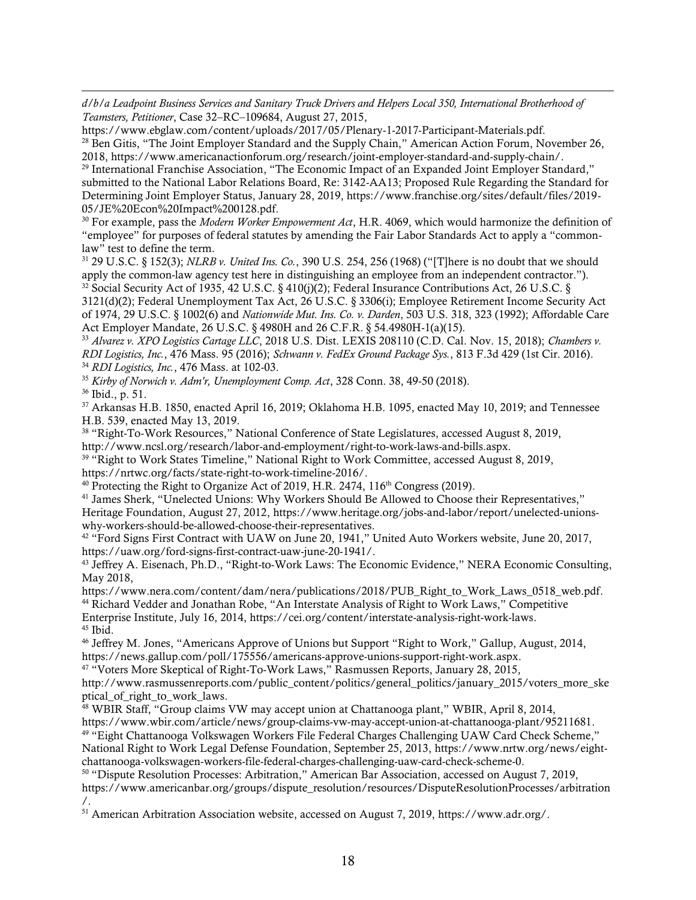*d/b/a Leadpoint Business Services and Sanitary Truck Drivers and Helpers Local 350, International Brotherhood of Teamsters, Petitioner*, Case 32–RC–109684, August 27, 2015, https://www.ebglaw.com/content/uploads/2017/05/Plenary-1-2017-Participant-Materials.pdf.

[28] Ben Gitis, "The Joint Employer Standard and the Supply Chain," American Action Forum, November 26, 2018, https://www.americanactionforum.org/research/joint-employer-standard-and-supply-chain/.

[29] International Franchise Association, "The Economic Impact of an Expanded Joint Employer Standard," submitted to the National Labor Relations Board, Re: 3142-AA13; Proposed Rule Regarding the Standard for Determining Joint Employer Status, January 28, 2019, https://www.franchise.org/sites/default/files/2019-05/JE%20Econ%20Impact%200128.pdf.

[30] For example, pass the *Modern Worker Empowerment Act*, H.R. 4069, which would harmonize the definition of "employee" for purposes of federal statutes by amending the Fair Labor Standards Act to apply a "common-law" test to define the term.

[31] 29 U.S.C. § 152(3); *NLRB v. United Ins. Co.*, 390 U.S. 254, 256 (1968) ("[T]here is no doubt that we should apply the common-law agency test here in distinguishing an employee from an independent contractor.").

[32] Social Security Act of 1935, 42 U.S.C. § 410(j)(2); Federal Insurance Contributions Act, 26 U.S.C. § 3121(d)(2); Federal Unemployment Tax Act, 26 U.S.C. § 3306(i); Employee Retirement Income Security Act of 1974, 29 U.S.C. § 1002(6) and *Nationwide Mut. Ins. Co. v. Darden*, 503 U.S. 318, 323 (1992); Affordable Care Act Employer Mandate, 26 U.S.C. § 4980H and 26 C.F.R. § 54.4980H-1(a)(15).

[33] *Alvarez v. XPO Logistics Cartage LLC*, 2018 U.S. Dist. LEXIS 208110 (C.D. Cal. Nov. 15, 2018); *Chambers v. RDI Logistics, Inc.*, 476 Mass. 95 (2016); *Schwann v. FedEx Ground Package Sys.*, 813 F.3d 429 (1st Cir. 2016).

[34] *RDI Logistics, Inc.*, 476 Mass. at 102-03.

[35] *Kirby of Norwich v. Adm'r, Unemployment Comp. Act*, 328 Conn. 38, 49-50 (2018).

[36] Ibid., p. 51.

[37] Arkansas H.B. 1850, enacted April 16, 2019; Oklahoma H.B. 1095, enacted May 10, 2019; and Tennessee H.B. 539, enacted May 13, 2019.

[38] "Right-To-Work Resources," National Conference of State Legislatures, accessed August 8, 2019, http://www.ncsl.org/research/labor-and-employment/right-to-work-laws-and-bills.aspx.

[39] "Right to Work States Timeline," National Right to Work Committee, accessed August 8, 2019, https://nrtwc.org/facts/state-right-to-work-timeline-2016/.

[40] Protecting the Right to Organize Act of 2019, H.R. 2474, 116th Congress (2019).

[41] James Sherk, "Unelected Unions: Why Workers Should Be Allowed to Choose their Representatives," Heritage Foundation, August 27, 2012, https://www.heritage.org/jobs-and-labor/report/unelected-unions-why-workers-should-be-allowed-choose-their-representatives.

[42] "Ford Signs First Contract with UAW on June 20, 1941," United Auto Workers website, June 20, 2017, https://uaw.org/ford-signs-first-contract-uaw-june-20-1941/.

[43] Jeffrey A. Eisenach, Ph.D., "Right-to-Work Laws: The Economic Evidence," NERA Economic Consulting, May 2018, https://www.nera.com/content/dam/nera/publications/2018/PUB_Right_to_Work_Laws_0518_web.pdf.

[44] Richard Vedder and Jonathan Robe, "An Interstate Analysis of Right to Work Laws," Competitive Enterprise Institute, July 16, 2014, https://cei.org/content/interstate-analysis-right-work-laws.

[45] Ibid.

[46] Jeffrey M. Jones, "Americans Approve of Unions but Support "Right to Work," Gallup, August, 2014, https://news.gallup.com/poll/175556/americans-approve-unions-support-right-work.aspx.

[47] "Voters More Skeptical of Right-To-Work Laws," Rasmussen Reports, January 28, 2015, http://www.rasmussenreports.com/public_content/politics/general_politics/january_2015/voters_more_skeptical_of_right_to_work_laws.

[48] WBIR Staff, "Group claims VW may accept union at Chattanooga plant," WBIR, April 8, 2014, https://www.wbir.com/article/news/group-claims-vw-may-accept-union-at-chattanooga-plant/95211681.

[49] "Eight Chattanooga Volkswagen Workers File Federal Charges Challenging UAW Card Check Scheme," National Right to Work Legal Defense Foundation, September 25, 2013, https://www.nrtw.org/news/eight-chattanooga-volkswagen-workers-file-federal-charges-challenging-uaw-card-check-scheme-0.

[50] "Dispute Resolution Processes: Arbitration," American Bar Association, accessed on August 7, 2019, https://www.americanbar.org/groups/dispute_resolution/resources/DisputeResolutionProcesses/arbitration/.

[51] American Arbitration Association website, accessed on August 7, 2019, https://www.adr.org/.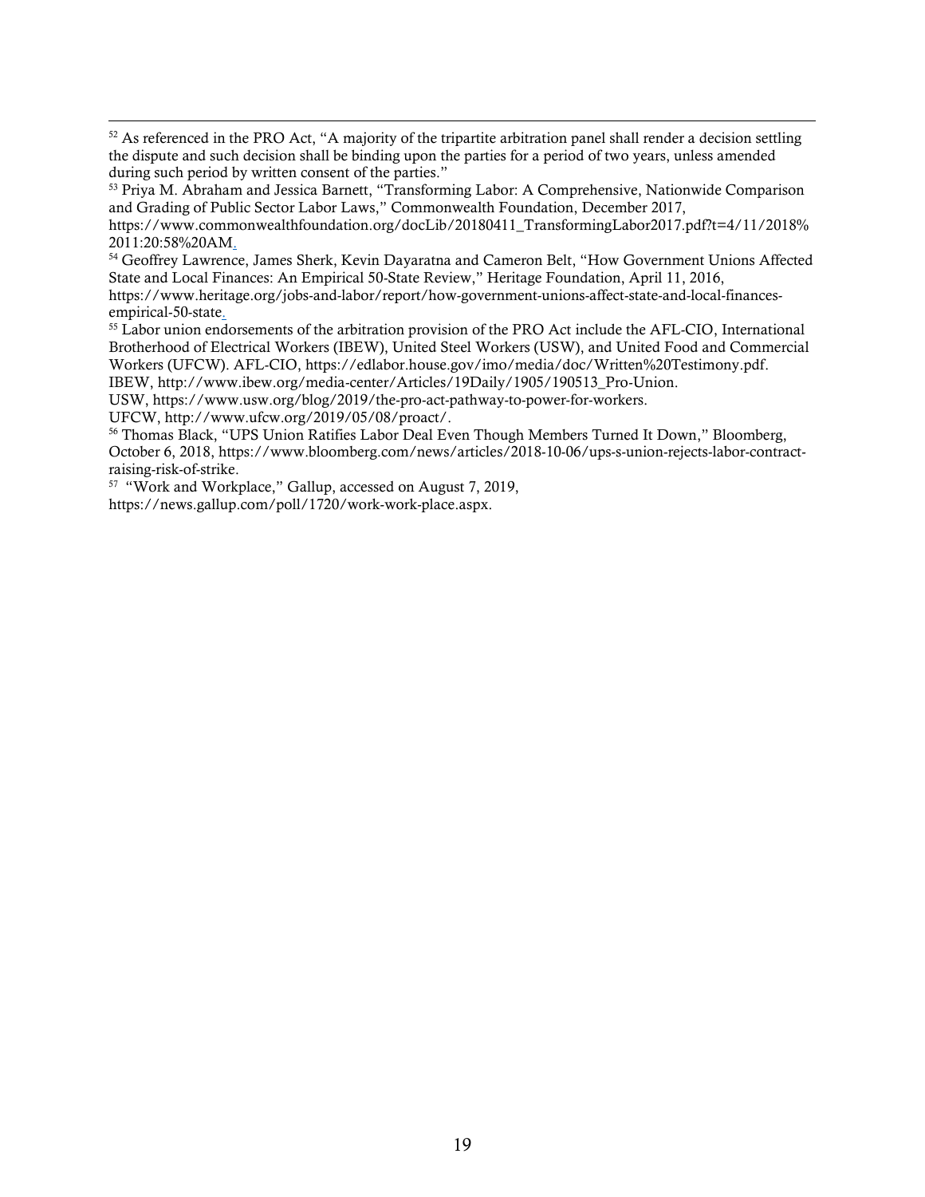[52] As referenced in the PRO Act, "A majority of the tripartite arbitration panel shall render a decision settling the dispute and such decision shall be binding upon the parties for a period of two years, unless amended during such period by written consent of the parties."

[53] Priya M. Abraham and Jessica Barnett, "Transforming Labor: A Comprehensive, Nationwide Comparison and Grading of Public Sector Labor Laws," Commonwealth Foundation, December 2017, https://www.commonwealthfoundation.org/docLib/20180411_TransformingLabor2017.pdf?t=4/11/2018%2011:20:58%20AM.

[54] Geoffrey Lawrence, James Sherk, Kevin Dayaratna and Cameron Belt, "How Government Unions Affected State and Local Finances: An Empirical 50-State Review," Heritage Foundation, April 11, 2016, https://www.heritage.org/jobs-and-labor/report/how-government-unions-affect-state-and-local-finances-empirical-50-state.

[55] Labor union endorsements of the arbitration provision of the PRO Act include the AFL-CIO, International Brotherhood of Electrical Workers (IBEW), United Steel Workers (USW), and United Food and Commercial Workers (UFCW). AFL-CIO, https://edlabor.house.gov/imo/media/doc/Written%20Testimony.pdf.
IBEW, http://www.ibew.org/media-center/Articles/19Daily/1905/190513_Pro-Union.
USW, https://www.usw.org/blog/2019/the-pro-act-pathway-to-power-for-workers.
UFCW, http://www.ufcw.org/2019/05/08/proact/.

[56] Thomas Black, "UPS Union Ratifies Labor Deal Even Though Members Turned It Down," Bloomberg, October 6, 2018, https://www.bloomberg.com/news/articles/2018-10-06/ups-s-union-rejects-labor-contract-raising-risk-of-strike.

[57] "Work and Workplace," Gallup, accessed on August 7, 2019, https://news.gallup.com/poll/1720/work-work-place.aspx.